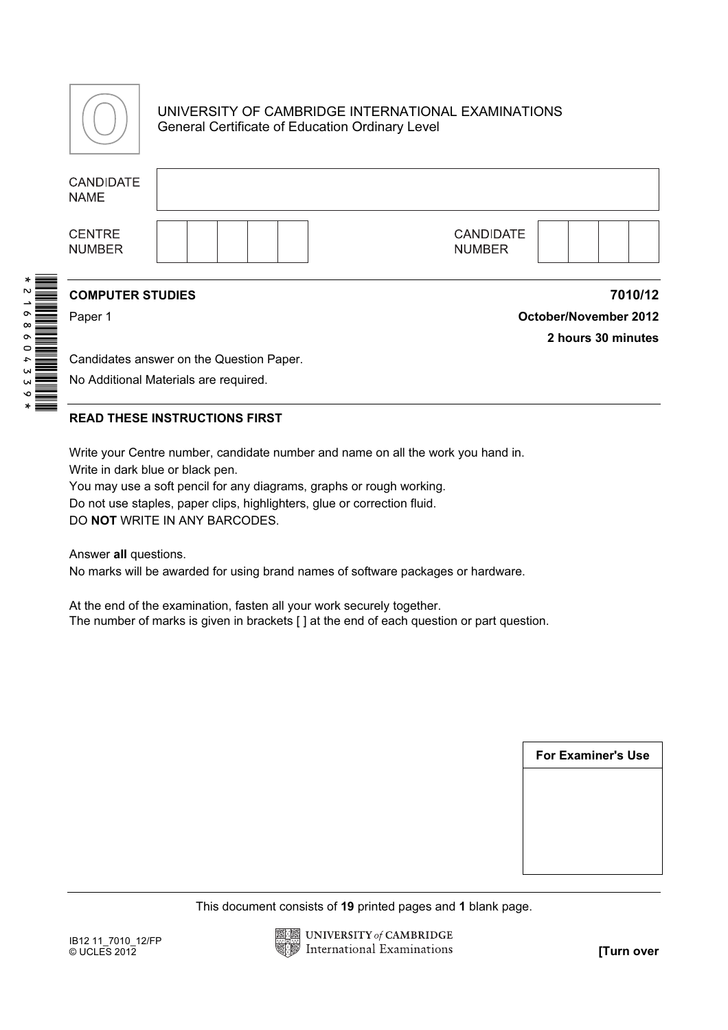UNIVERSITY OF CAMBRIDGE INTERNATIONAL EXAMINATIONS
General Certificate of Education Ordinary Level

| CANDIDATE NAME | |
|---|---|

| CENTRE NUMBER | | | | | | CANDIDATE NUMBER | | | | |
|---|---|---|---|---|---|---|---|---|---|---|

*2168604339*

**COMPUTER STUDIES** **7010/12**

Paper 1 **October/November 2012**

**2 hours 30 minutes**

Candidates answer on the Question Paper.

No Additional Materials are required.

**READ THESE INSTRUCTIONS FIRST**

Write your Centre number, candidate number and name on all the work you hand in.
Write in dark blue or black pen.
You may use a soft pencil for any diagrams, graphs or rough working.
Do not use staples, paper clips, highlighters, glue or correction fluid.
DO **NOT** WRITE IN ANY BARCODES.

Answer **all** questions.
No marks will be awarded for using brand names of software packages or hardware.

At the end of the examination, fasten all your work securely together.
The number of marks is given in brackets [ ] at the end of each question or part question.

| For Examiner's Use |
|---|
| |

This document consists of **19** printed pages and **1** blank page.

IB12 11_7010_12/FP
© UCLES 2012

UNIVERSITY of CAMBRIDGE International Examinations

**[Turn over**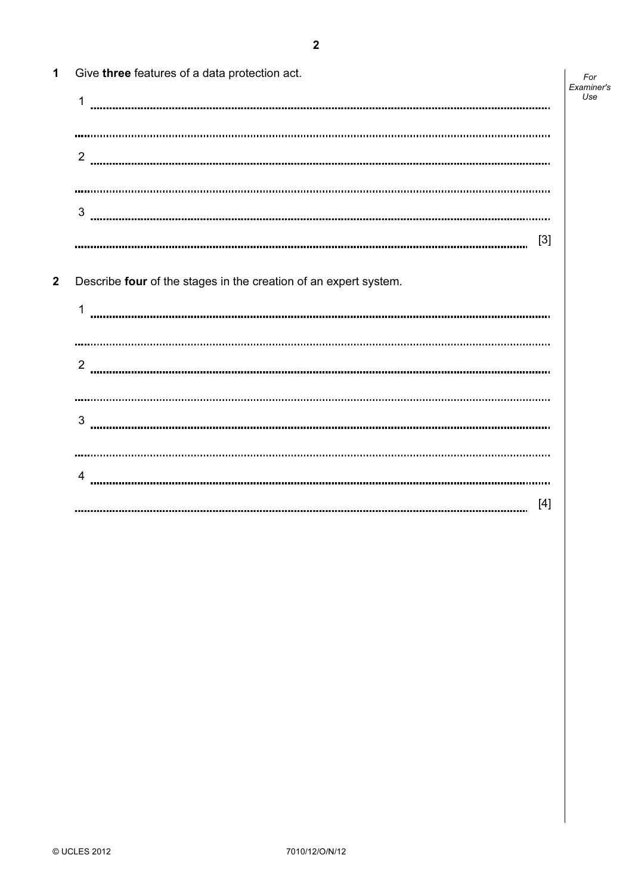1 Give **three** features of a data protection act.

1 ..........................................................................................................................................

..........................................................................................................................................

2 ..........................................................................................................................................

..........................................................................................................................................

3 ..........................................................................................................................................

.......................................................................................................................................... [3]

2 Describe **four** of the stages in the creation of an expert system.

1 ..........................................................................................................................................

..........................................................................................................................................

2 ..........................................................................................................................................

..........................................................................................................................................

3 ..........................................................................................................................................

..........................................................................................................................................

4 ..........................................................................................................................................

.......................................................................................................................................... [4]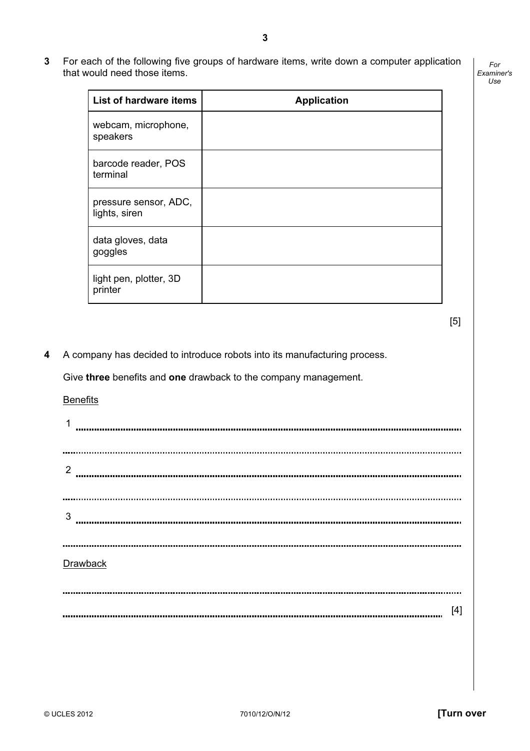**3** For each of the following five groups of hardware items, write down a computer application that would need those items.

| List of hardware items | Application |
|---|---|
| webcam, microphone, speakers | |
| barcode reader, POS terminal | |
| pressure sensor, ADC, lights, siren | |
| data gloves, data goggles | |
| light pen, plotter, 3D printer | |

[5]

**4** A company has decided to introduce robots into its manufacturing process.

Give **three** benefits and **one** drawback to the company management.

<u>Benefits</u>

1 ..........................................................................................................................................

..........................................................................................................................................

2 ..........................................................................................................................................

..........................................................................................................................................

3 ..........................................................................................................................................

..........................................................................................................................................

<u>Drawback</u>

..........................................................................................................................................

.......................................................................................................................................... [4]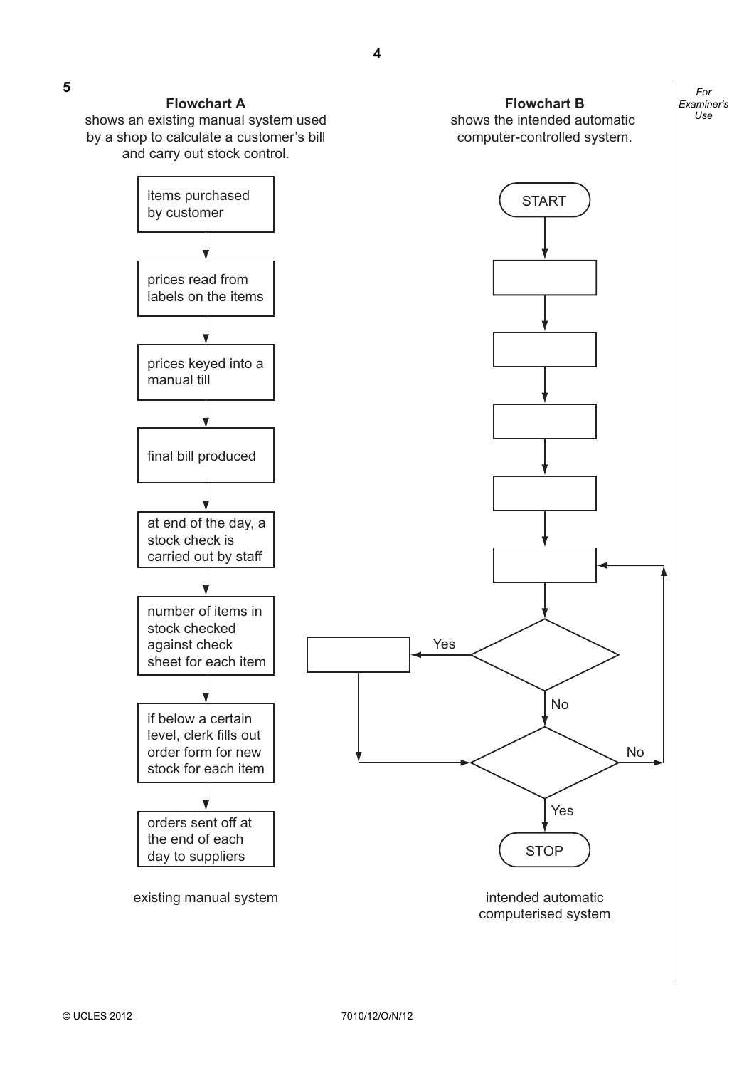**5**

**Flowchart A** shows an existing manual system used by a shop to calculate a customer's bill and carry out stock control.

**Flowchart B** shows the intended automatic computer-controlled system.

**Flowchart A (existing manual system):**

1. items purchased by customer
2. prices read from labels on the items
3. prices keyed into a manual till
4. final bill produced
5. at end of the day, a stock check is carried out by staff
6. number of items in stock checked against check sheet for each item
7. if below a certain level, clerk fills out order form for new stock for each item
8. orders sent off at the end of each day to suppliers

existing manual system

**Flowchart B (intended automatic computerised system):**

START → [blank box] → [blank box] → [blank box] → [blank box] → [blank box] → [blank decision]

- Yes → [blank box] → [blank decision]
- No → [blank decision]

[blank decision]:
- No → back to the fifth blank box
- Yes → STOP

intended automatic computerised system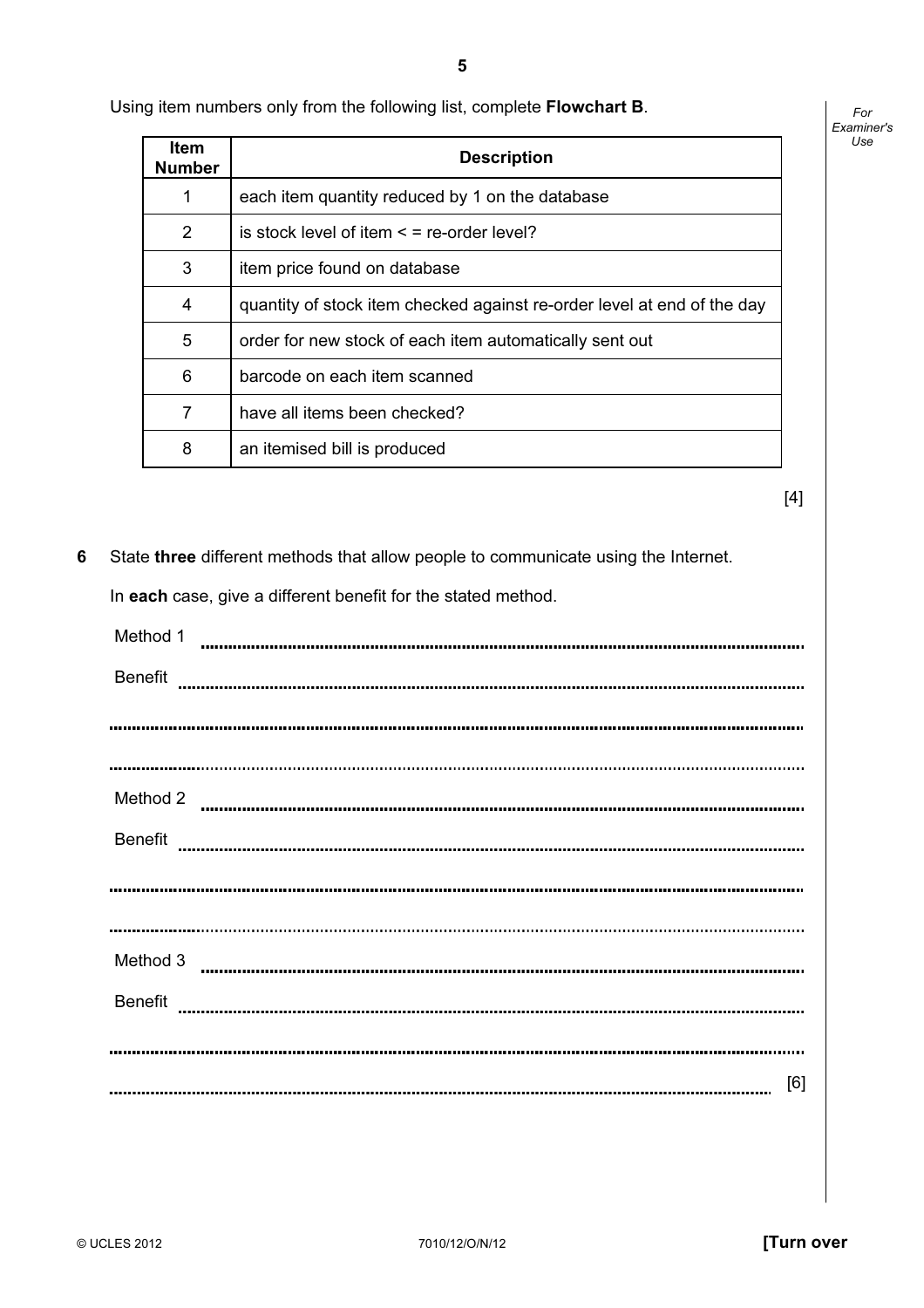Using item numbers only from the following list, complete **Flowchart B**.

| Item Number | Description |
|---|---|
| 1 | each item quantity reduced by 1 on the database |
| 2 | is stock level of item < = re-order level? |
| 3 | item price found on database |
| 4 | quantity of stock item checked against re-order level at end of the day |
| 5 | order for new stock of each item automatically sent out |
| 6 | barcode on each item scanned |
| 7 | have all items been checked? |
| 8 | an itemised bill is produced |

[4]

**6** State **three** different methods that allow people to communicate using the Internet.

In **each** case, give a different benefit for the stated method.

Method 1 ..........................................................................................................................

Benefit ..........................................................................................................................

..........................................................................................................................

..........................................................................................................................

Method 2 ..........................................................................................................................

Benefit ..........................................................................................................................

..........................................................................................................................

..........................................................................................................................

Method 3 ..........................................................................................................................

Benefit ..........................................................................................................................

..........................................................................................................................

.......................................................................................................................... [6]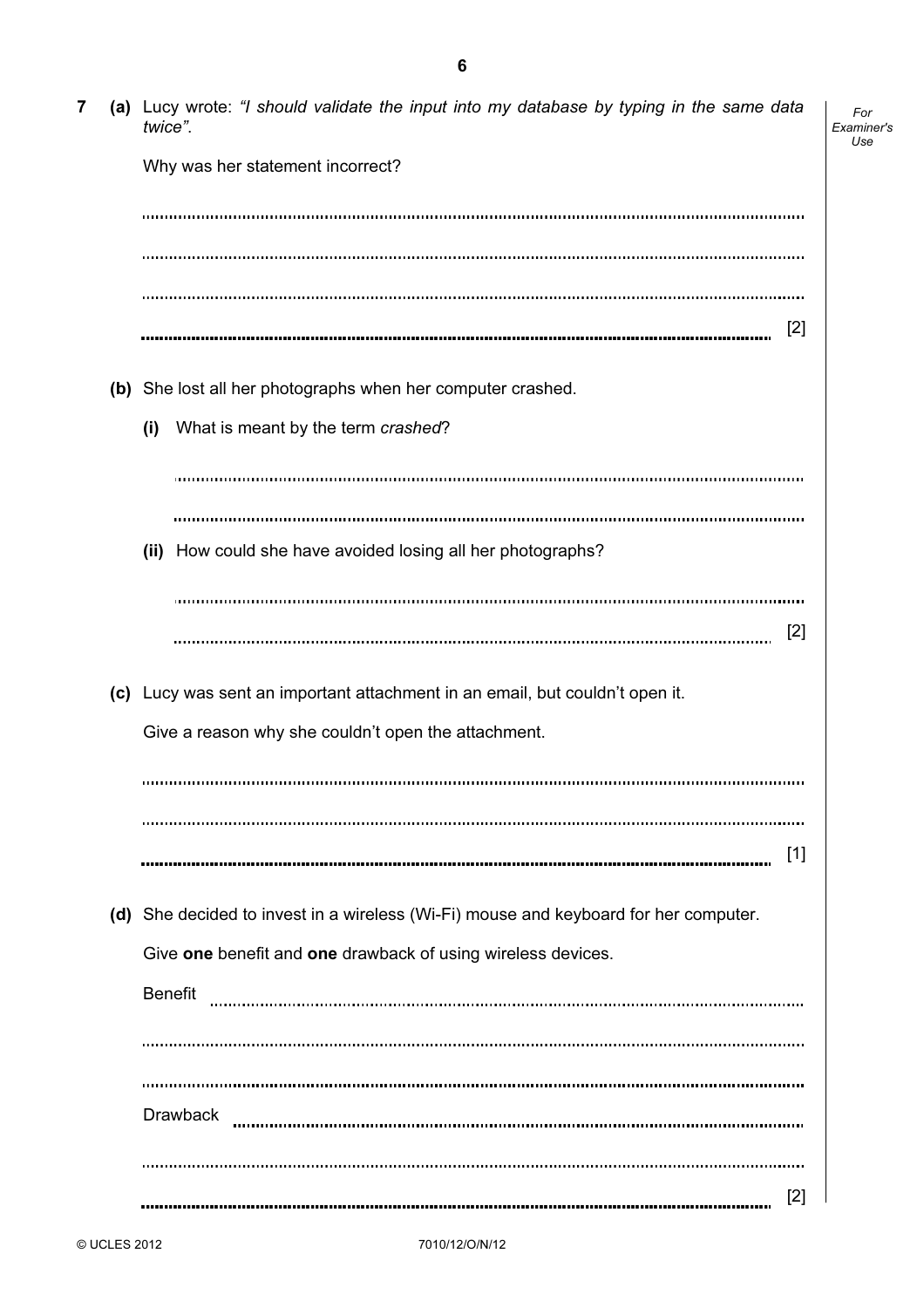**7 (a)** Lucy wrote: *"I should validate the input into my database by typing in the same data twice".*

Why was her statement incorrect?

..........................................................................................................................................

..........................................................................................................................................

..........................................................................................................................................

.......................................................................................................................................... [2]

**(b)** She lost all her photographs when her computer crashed.

**(i)** What is meant by the term *crashed*?

..........................................................................................................................................

..........................................................................................................................................

**(ii)** How could she have avoided losing all her photographs?

..........................................................................................................................................

.......................................................................................................................................... [2]

**(c)** Lucy was sent an important attachment in an email, but couldn't open it.

Give a reason why she couldn't open the attachment.

..........................................................................................................................................

..........................................................................................................................................

.......................................................................................................................................... [1]

**(d)** She decided to invest in a wireless (Wi-Fi) mouse and keyboard for her computer.

Give **one** benefit and **one** drawback of using wireless devices.

Benefit ..........................................................................................................................................

..........................................................................................................................................

..........................................................................................................................................

Drawback ..........................................................................................................................................

..........................................................................................................................................

.......................................................................................................................................... [2]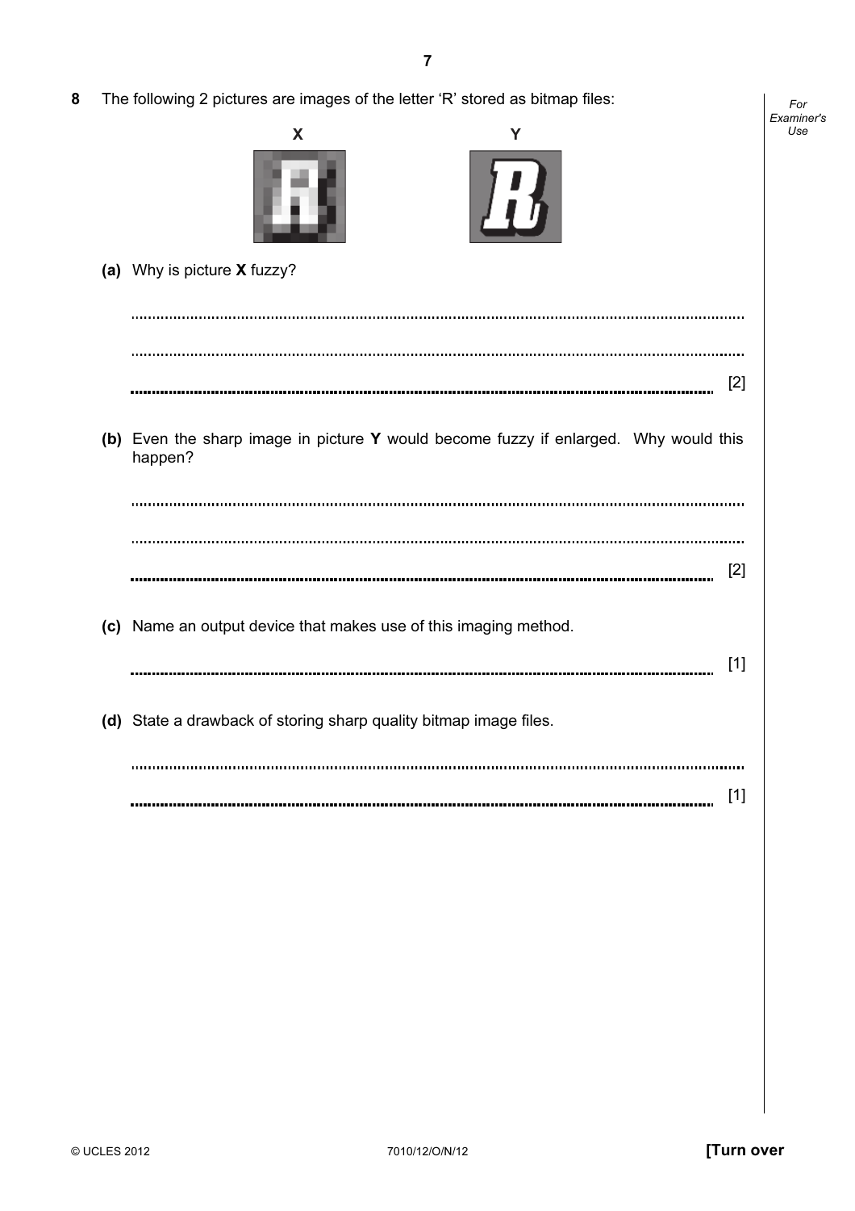8 The following 2 pictures are images of the letter 'R' stored as bitmap files:

X Y

(a) Why is picture **X** fuzzy?

..................................................................................................................................

..................................................................................................................................

.................................................................................................................................. [2]

(b) Even the sharp image in picture **Y** would become fuzzy if enlarged. Why would this happen?

..................................................................................................................................

..................................................................................................................................

.................................................................................................................................. [2]

(c) Name an output device that makes use of this imaging method.

.................................................................................................................................. [1]

(d) State a drawback of storing sharp quality bitmap image files.

..................................................................................................................................

.................................................................................................................................. [1]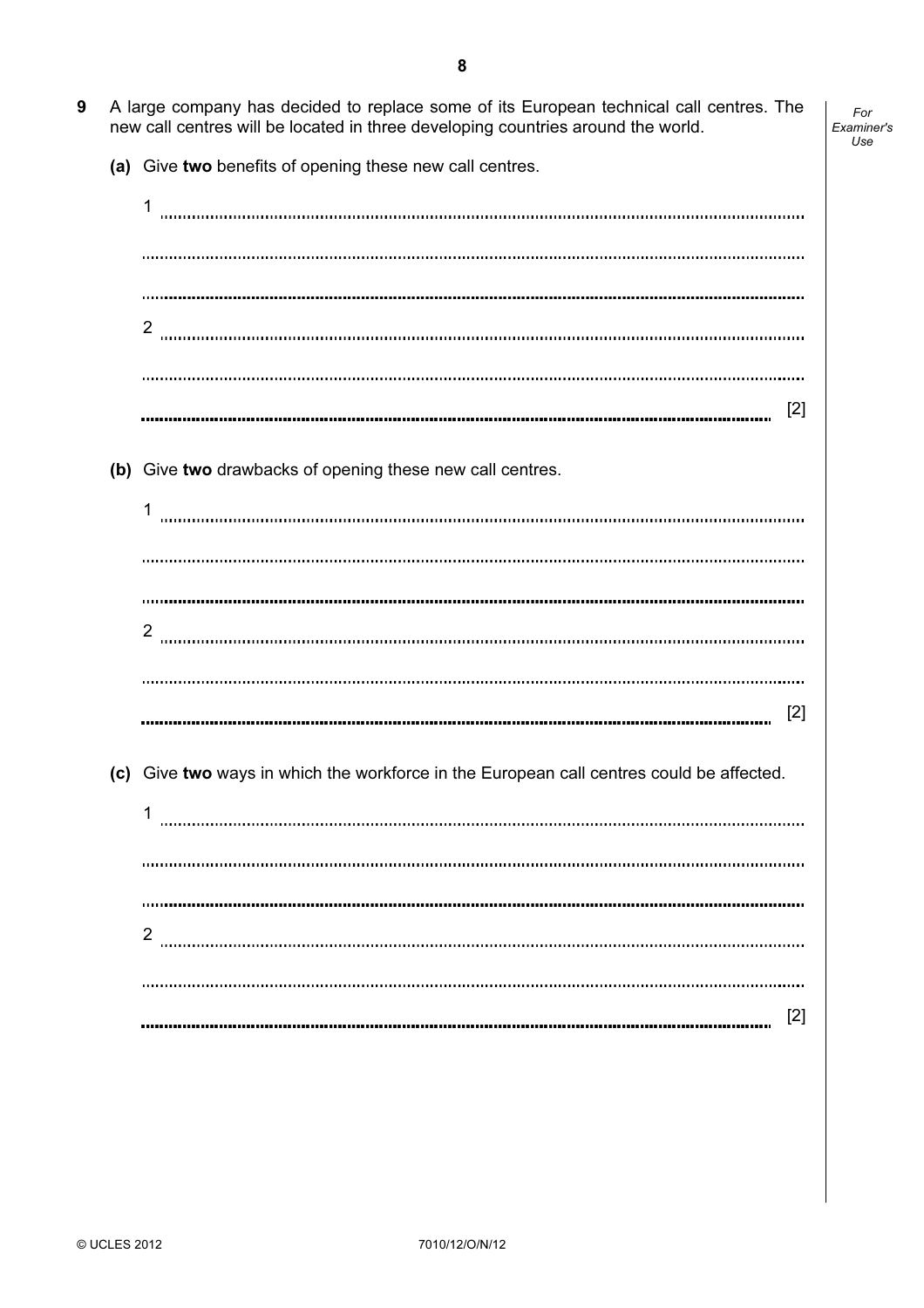9 A large company has decided to replace some of its European technical call centres. The new call centres will be located in three developing countries around the world.

(a) Give **two** benefits of opening these new call centres.

1 ..........................................................................................................................................

..........................................................................................................................................

..........................................................................................................................................

2 ..........................................................................................................................................

..........................................................................................................................................

.......................................................................................................................................... [2]

(b) Give **two** drawbacks of opening these new call centres.

1 ..........................................................................................................................................

..........................................................................................................................................

..........................................................................................................................................

2 ..........................................................................................................................................

..........................................................................................................................................

.......................................................................................................................................... [2]

(c) Give **two** ways in which the workforce in the European call centres could be affected.

1 ..........................................................................................................................................

..........................................................................................................................................

..........................................................................................................................................

2 ..........................................................................................................................................

..........................................................................................................................................

.......................................................................................................................................... [2]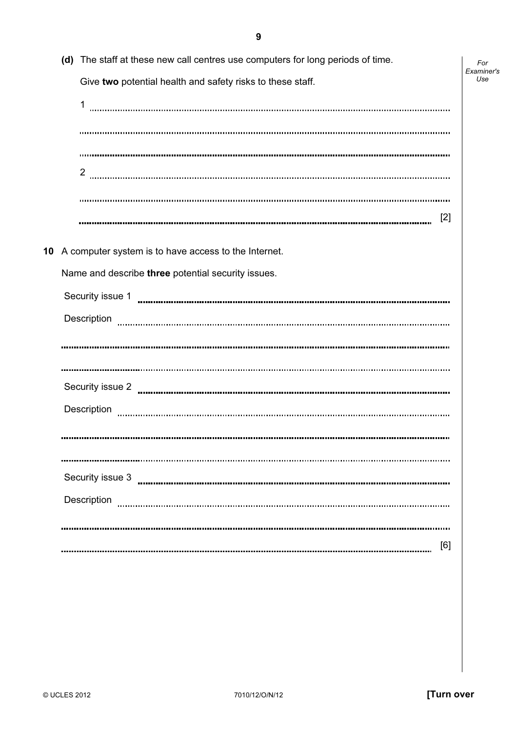(d) The staff at these new call centres use computers for long periods of time.

Give **two** potential health and safety risks to these staff.

1 ..........................................................................................................................................

..........................................................................................................................................

..........................................................................................................................................

2 ..........................................................................................................................................

..........................................................................................................................................

.......................................................................................................................................... [2]

**10** A computer system is to have access to the Internet.

Name and describe **three** potential security issues.

Security issue 1 ..........................................................................................................................

Description ..........................................................................................................................

..........................................................................................................................................

..........................................................................................................................................

Security issue 2 ..........................................................................................................................

Description ..........................................................................................................................

..........................................................................................................................................

..........................................................................................................................................

Security issue 3 ..........................................................................................................................

Description ..........................................................................................................................

..........................................................................................................................................

.......................................................................................................................................... [6]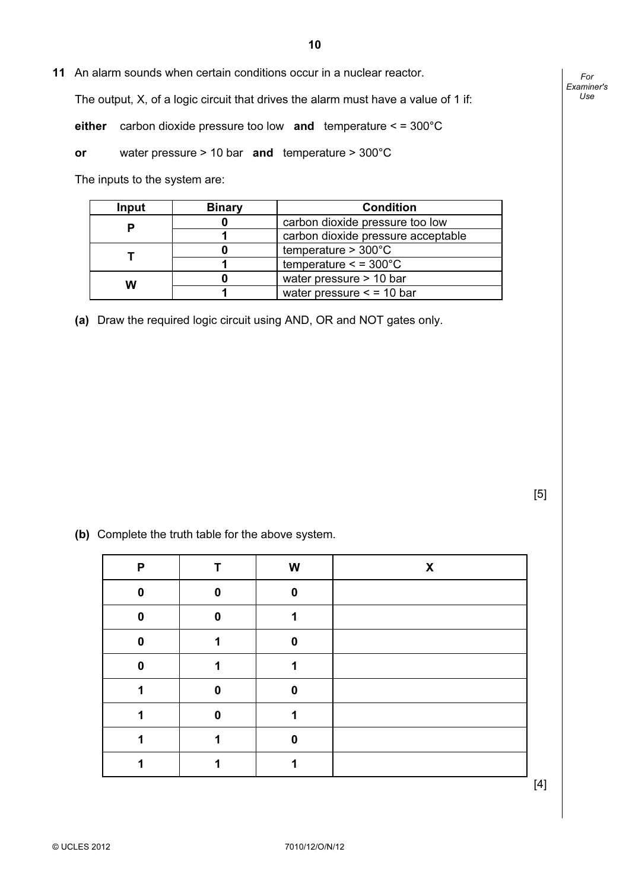**11** An alarm sounds when certain conditions occur in a nuclear reactor.

The output, X, of a logic circuit that drives the alarm must have a value of 1 if:

**either** carbon dioxide pressure too low **and** temperature < = 300°C

**or** water pressure > 10 bar **and** temperature > 300°C

The inputs to the system are:

| Input | Binary | Condition |
|---|---|---|
| **P** | **0** | carbon dioxide pressure too low |
| | **1** | carbon dioxide pressure acceptable |
| **T** | **0** | temperature > 300°C |
| | **1** | temperature < = 300°C |
| **W** | **0** | water pressure > 10 bar |
| | **1** | water pressure < = 10 bar |

**(a)** Draw the required logic circuit using AND, OR and NOT gates only.

[5]

**(b)** Complete the truth table for the above system.

| P | T | W | X |
|---|---|---|---|
| 0 | 0 | 0 | |
| 0 | 0 | 1 | |
| 0 | 1 | 0 | |
| 0 | 1 | 1 | |
| 1 | 0 | 0 | |
| 1 | 0 | 1 | |
| 1 | 1 | 0 | |
| 1 | 1 | 1 | |

[4]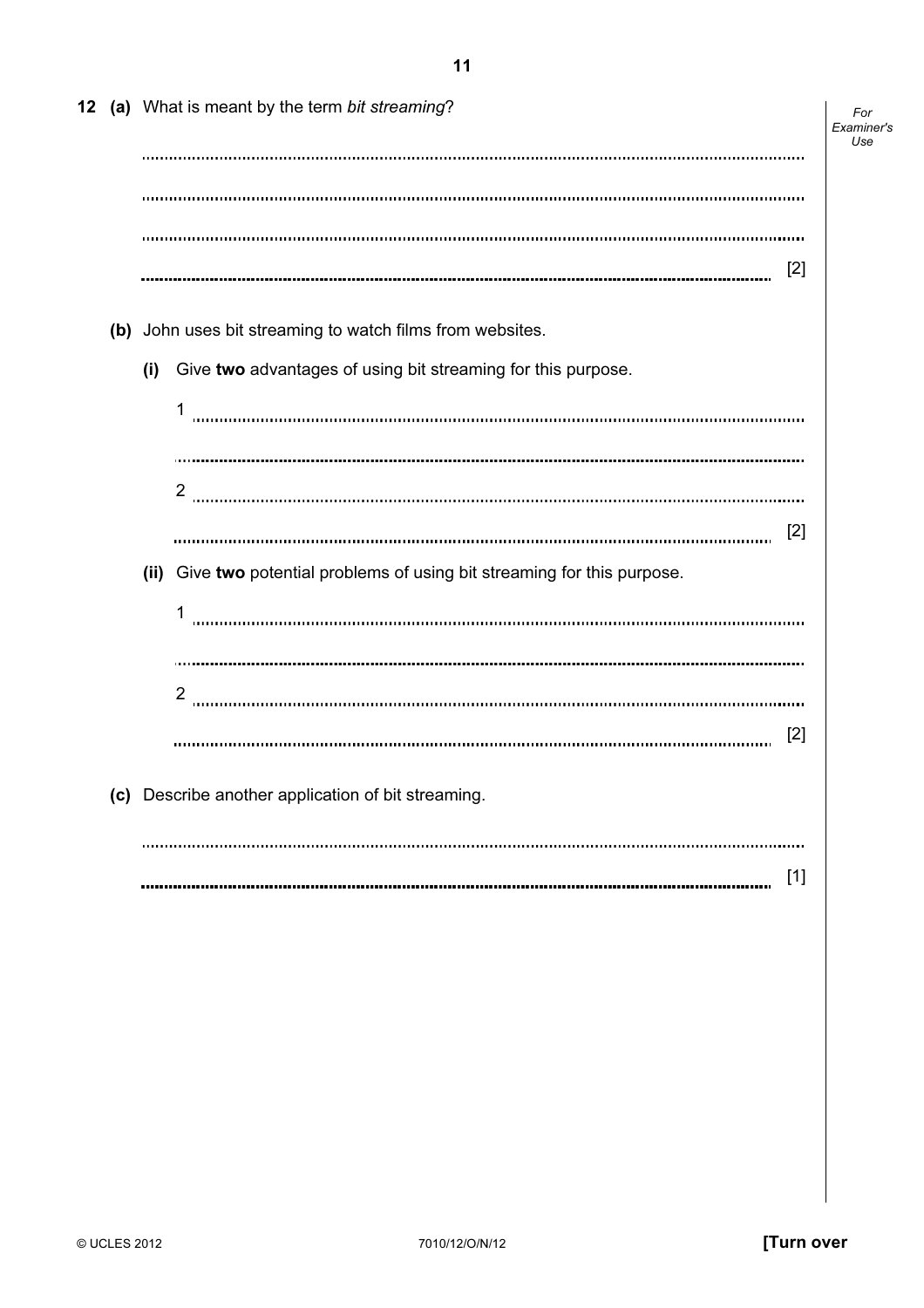**12** **(a)** What is meant by the term *bit streaming*?

.......................................................................................................................................

.......................................................................................................................................

.......................................................................................................................................

....................................................................................................................................... [2]

**(b)** John uses bit streaming to watch films from websites.

**(i)** Give **two** advantages of using bit streaming for this purpose.

1 .......................................................................................................................................

.......................................................................................................................................

2 .......................................................................................................................................

....................................................................................................................................... [2]

**(ii)** Give **two** potential problems of using bit streaming for this purpose.

1 .......................................................................................................................................

.......................................................................................................................................

2 .......................................................................................................................................

....................................................................................................................................... [2]

**(c)** Describe another application of bit streaming.

.......................................................................................................................................

....................................................................................................................................... [1]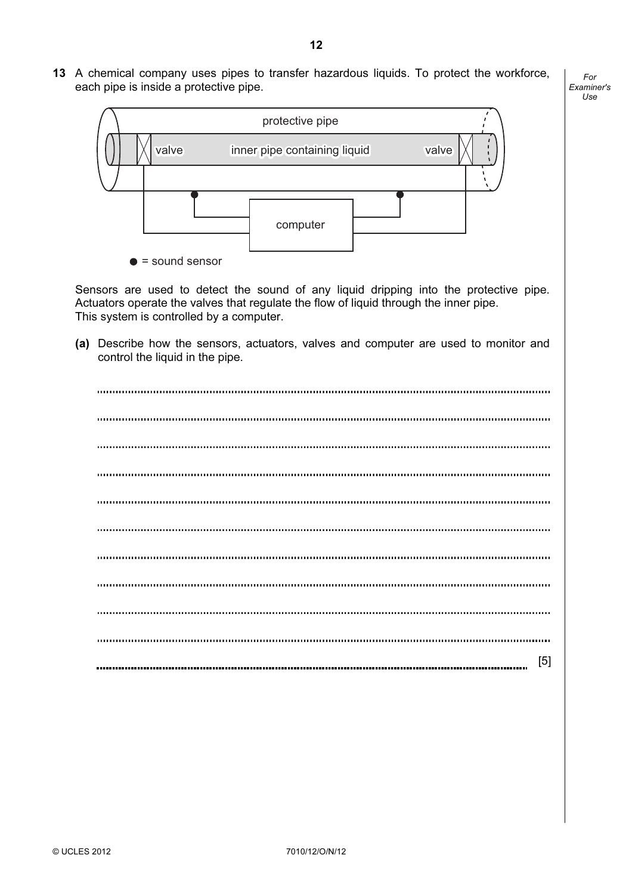**13** A chemical company uses pipes to transfer hazardous liquids. To protect the workforce, each pipe is inside a protective pipe.

protective pipe

valve inner pipe containing liquid valve

computer

● = sound sensor

Sensors are used to detect the sound of any liquid dripping into the protective pipe. Actuators operate the valves that regulate the flow of liquid through the inner pipe. This system is controlled by a computer.

**(a)** Describe how the sensors, actuators, valves and computer are used to monitor and control the liquid in the pipe.

..........................................................................................................................................

..........................................................................................................................................

..........................................................................................................................................

..........................................................................................................................................

..........................................................................................................................................

..........................................................................................................................................

..........................................................................................................................................

..........................................................................................................................................

..........................................................................................................................................

..........................................................................................................................................

.................................................................................................................................... [5]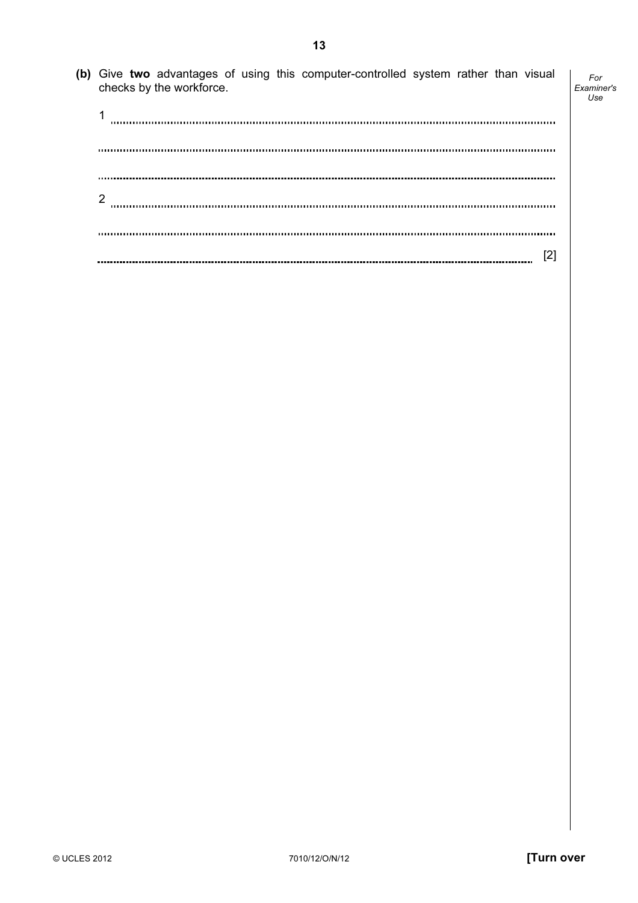**(b)** Give **two** advantages of using this computer-controlled system rather than visual checks by the workforce.

1 ..........................................................................................................................................

..........................................................................................................................................

..........................................................................................................................................

2 ..........................................................................................................................................

..........................................................................................................................................

.......................................................................................................................................... [2]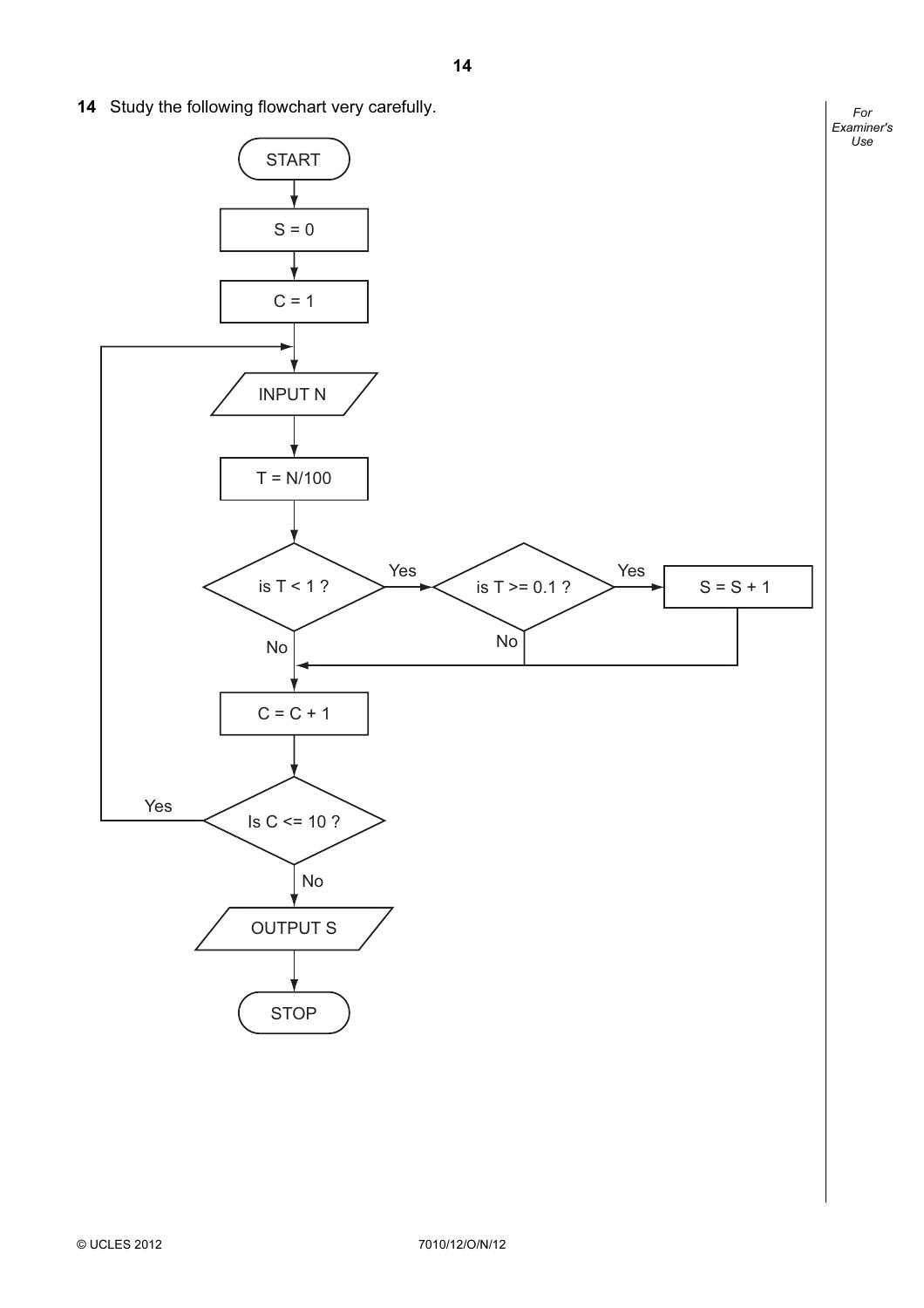**14** Study the following flowchart very carefully.

```
START
  |
S = 0
  |
C = 1
  |
INPUT N  <-----------------------------+
  |                                    |
T = N/100                              |
  |                                    |
is T < 1 ? --Yes--> is T >= 0.1 ? --Yes--> S = S + 1
  | No                 | No                  |
  |<-------------------+---------------------+
  |                                    |
C = C + 1                              |
  |                                    |
Is C <= 10 ? --Yes---------------------+
  | No
OUTPUT S
  |
STOP
```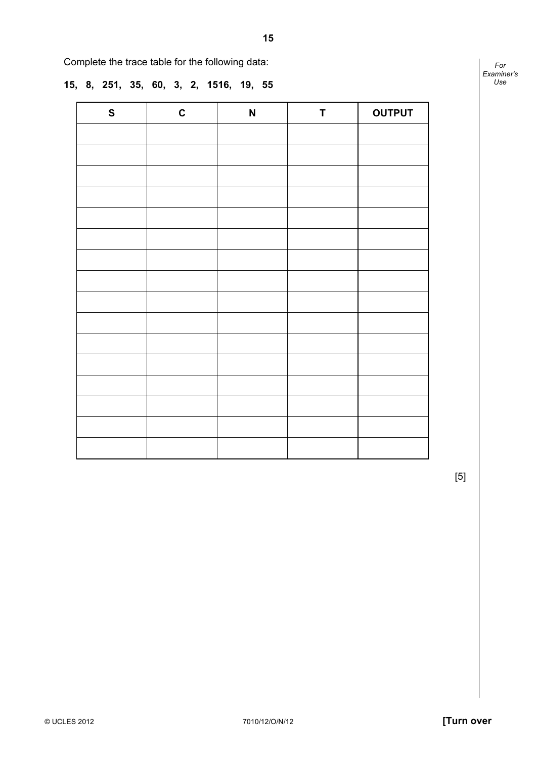Complete the trace table for the following data:

**15, 8, 251, 35, 60, 3, 2, 1516, 19, 55**

| S | C | N | T | OUTPUT |
|---|---|---|---|---|
| | | | | |
| | | | | |
| | | | | |
| | | | | |
| | | | | |
| | | | | |
| | | | | |
| | | | | |
| | | | | |
| | | | | |
| | | | | |
| | | | | |
| | | | | |
| | | | | |
| | | | | |
| | | | | |

[5]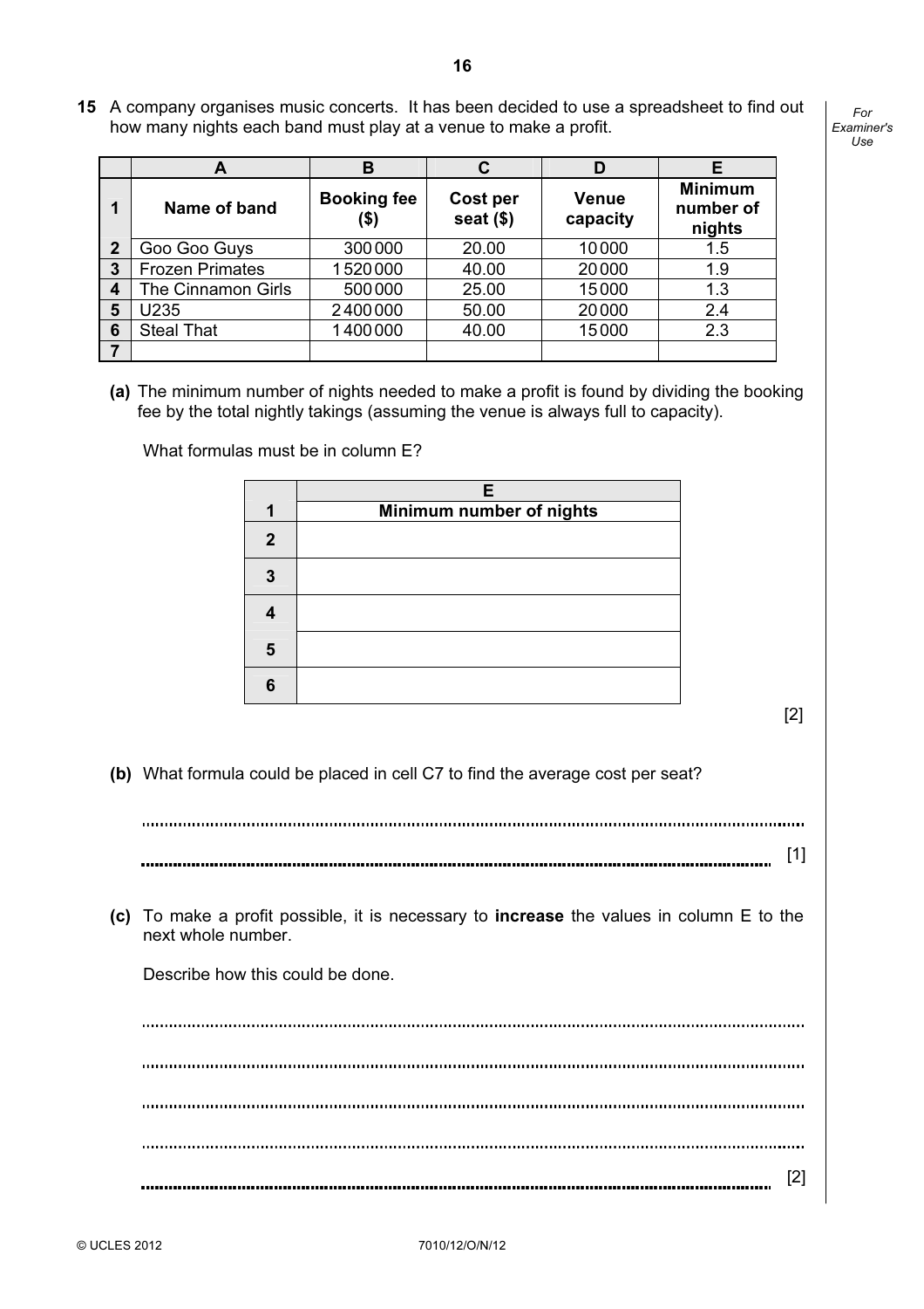**15** A company organises music concerts. It has been decided to use a spreadsheet to find out how many nights each band must play at a venue to make a profit.

| | A | B | C | D | E |
|---|---|---|---|---|---|
| **1** | **Name of band** | **Booking fee ($)** | **Cost per seat ($)** | **Venue capacity** | **Minimum number of nights** |
| **2** | Goo Goo Guys | 300 000 | 20.00 | 10 000 | 1.5 |
| **3** | Frozen Primates | 1 520 000 | 40.00 | 20 000 | 1.9 |
| **4** | The Cinnamon Girls | 500 000 | 25.00 | 15 000 | 1.3 |
| **5** | U235 | 2 400 000 | 50.00 | 20 000 | 2.4 |
| **6** | Steal That | 1 400 000 | 40.00 | 15 000 | 2.3 |
| **7** | | | | | |

**(a)** The minimum number of nights needed to make a profit is found by dividing the booking fee by the total nightly takings (assuming the venue is always full to capacity).

What formulas must be in column E?

| | E |
|---|---|
| **1** | **Minimum number of nights** |
| **2** | |
| **3** | |
| **4** | |
| **5** | |
| **6** | |

[2]

**(b)** What formula could be placed in cell C7 to find the average cost per seat?

..........................................................................................................................................

.......................................................................................................................................... [1]

**(c)** To make a profit possible, it is necessary to **increase** the values in column E to the next whole number.

Describe how this could be done.

..........................................................................................................................................

..........................................................................................................................................

..........................................................................................................................................

..........................................................................................................................................

.......................................................................................................................................... [2]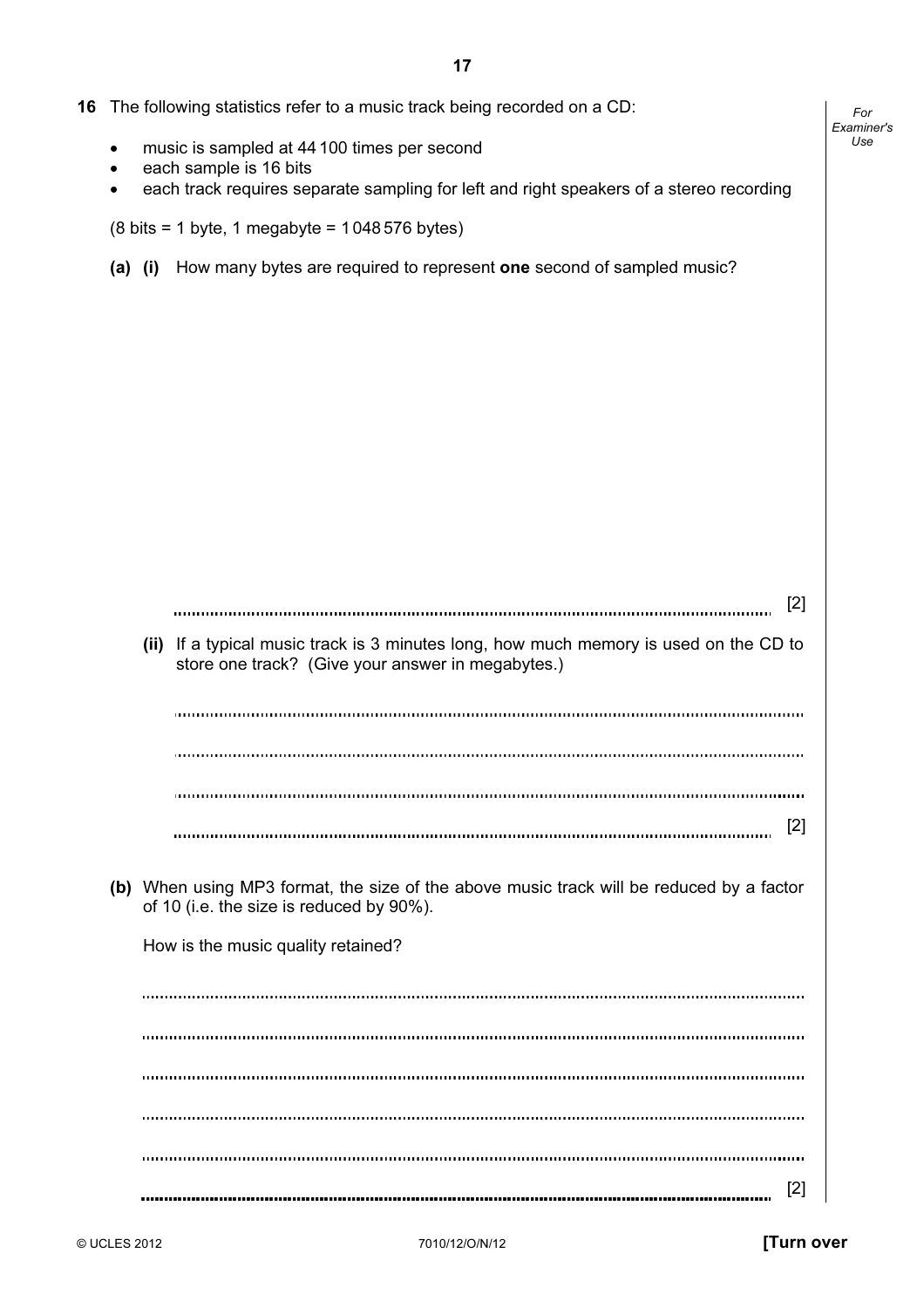**16** The following statistics refer to a music track being recorded on a CD:

- music is sampled at 44 100 times per second
- each sample is 16 bits
- each track requires separate sampling for left and right speakers of a stereo recording

(8 bits = 1 byte, 1 megabyte = 1 048 576 bytes)

**(a) (i)** How many bytes are required to represent **one** second of sampled music?

.................................................................................................................. [2]

**(ii)** If a typical music track is 3 minutes long, how much memory is used on the CD to store one track? (Give your answer in megabytes.)

..................................................................................................................

..................................................................................................................

..................................................................................................................

.................................................................................................................. [2]

**(b)** When using MP3 format, the size of the above music track will be reduced by a factor of 10 (i.e. the size is reduced by 90%).

How is the music quality retained?

..................................................................................................................

..................................................................................................................

..................................................................................................................

..................................................................................................................

..................................................................................................................

.................................................................................................................. [2]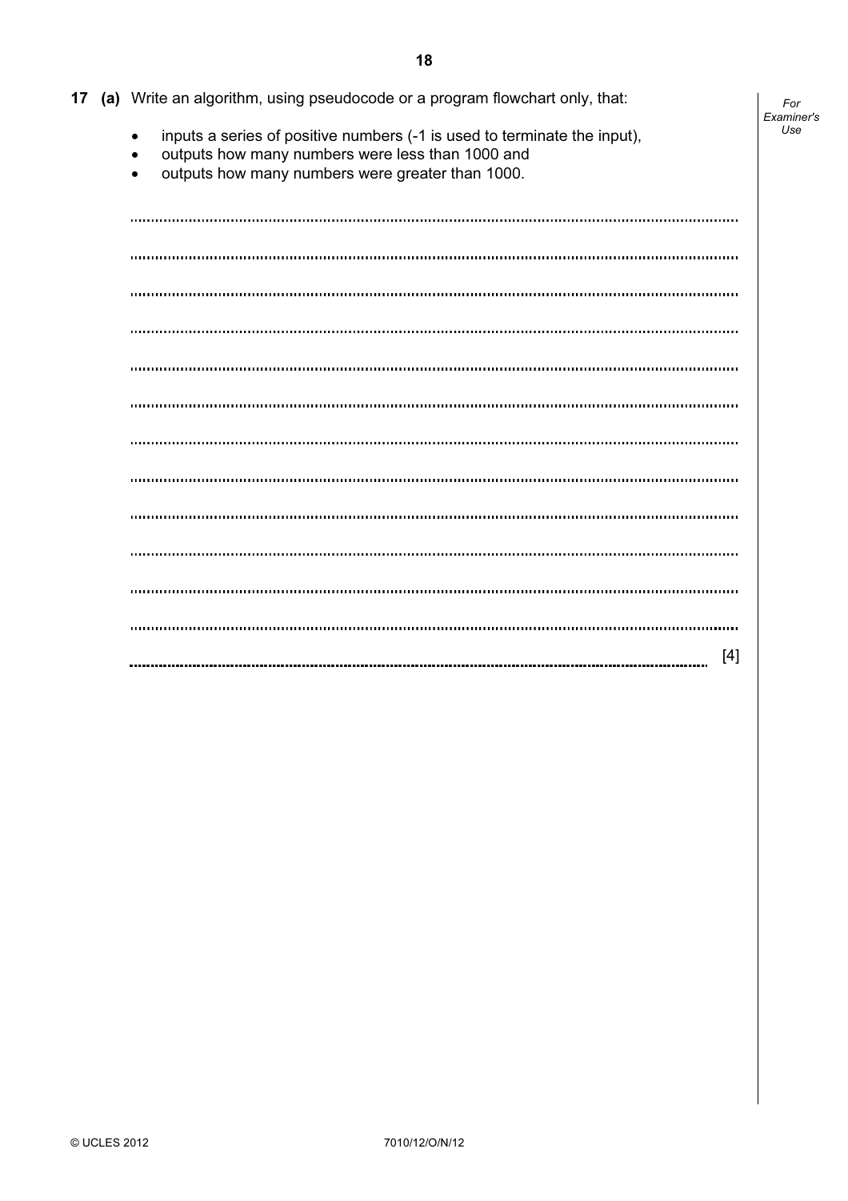**17 (a)** Write an algorithm, using pseudocode or a program flowchart only, that:

- inputs a series of positive numbers (-1 is used to terminate the input),
- outputs how many numbers were less than 1000 and
- outputs how many numbers were greater than 1000.

.......................................................................................................................................

.......................................................................................................................................

.......................................................................................................................................

.......................................................................................................................................

.......................................................................................................................................

.......................................................................................................................................

.......................................................................................................................................

.......................................................................................................................................

.......................................................................................................................................

.......................................................................................................................................

.......................................................................................................................................

.......................................................................................................................................

....................................................................................................................................... [4]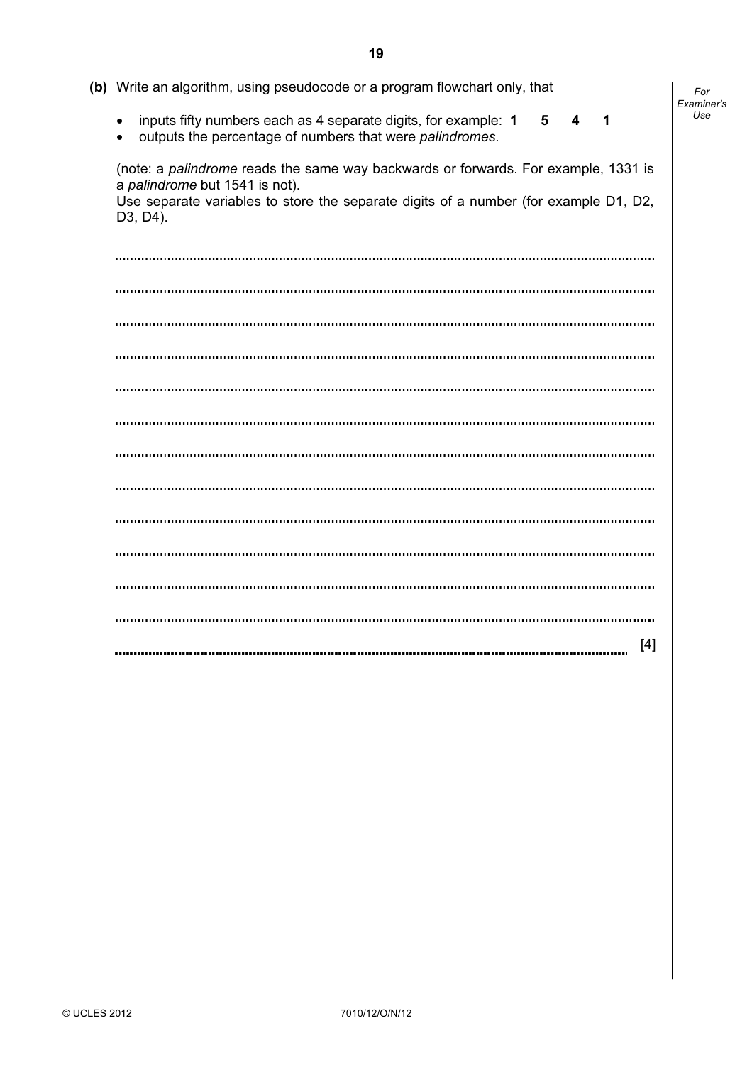**(b)** Write an algorithm, using pseudocode or a program flowchart only, that

- inputs fifty numbers each as 4 separate digits, for example: **1 5 4 1**
- outputs the percentage of numbers that were *palindromes*.

(note: a *palindrome* reads the same way backwards or forwards. For example, 1331 is a *palindrome* but 1541 is not).
Use separate variables to store the separate digits of a number (for example D1, D2, D3, D4).

.......................................................................................................................................

.......................................................................................................................................

.......................................................................................................................................

.......................................................................................................................................

.......................................................................................................................................

.......................................................................................................................................

.......................................................................................................................................

.......................................................................................................................................

.......................................................................................................................................

.......................................................................................................................................

.......................................................................................................................................

.......................................................................................................................................

....................................................................................................................................... [4]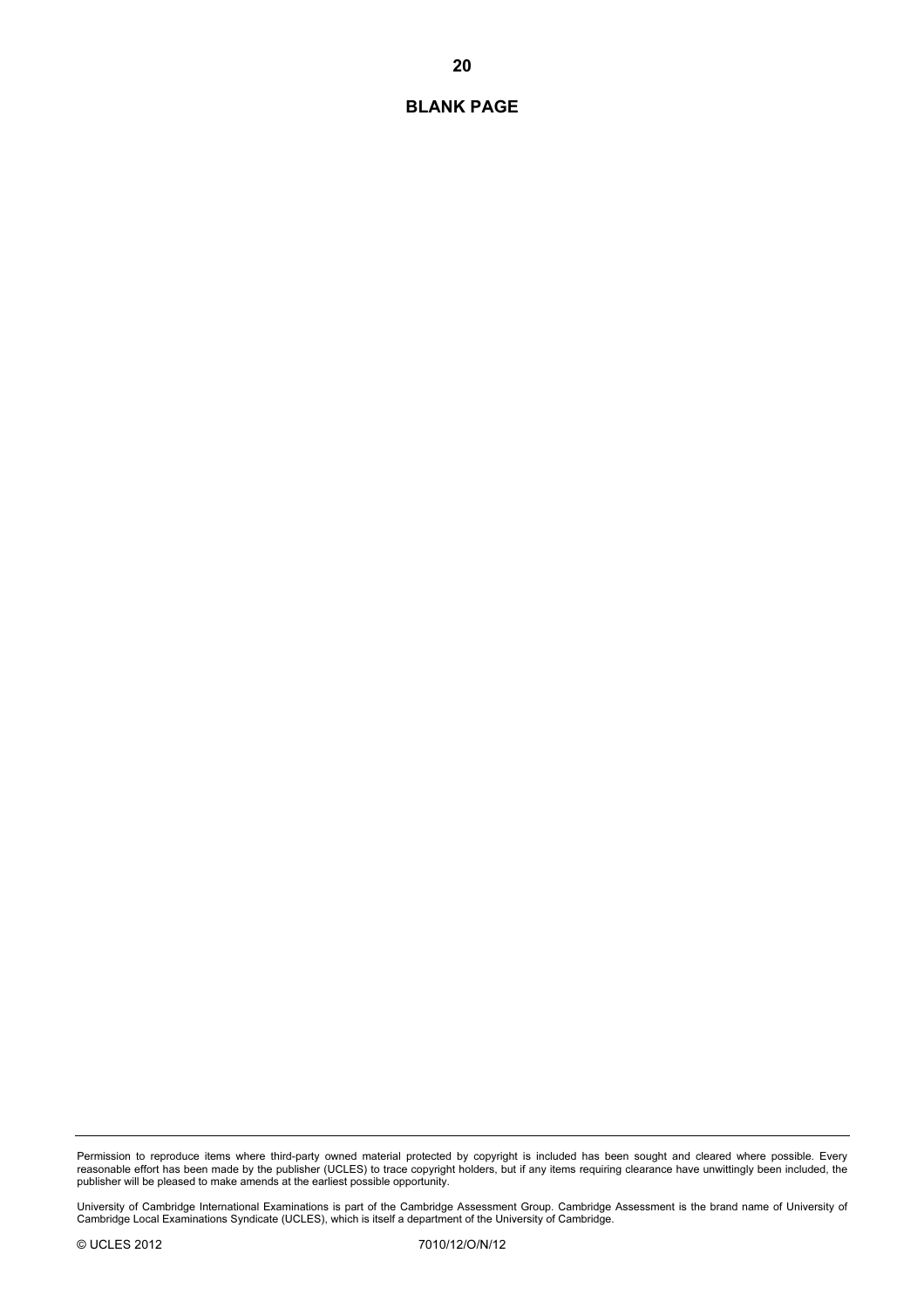**BLANK PAGE**

Permission to reproduce items where third-party owned material protected by copyright is included has been sought and cleared where possible. Every reasonable effort has been made by the publisher (UCLES) to trace copyright holders, but if any items requiring clearance have unwittingly been included, the publisher will be pleased to make amends at the earliest possible opportunity.

University of Cambridge International Examinations is part of the Cambridge Assessment Group. Cambridge Assessment is the brand name of University of Cambridge Local Examinations Syndicate (UCLES), which is itself a department of the University of Cambridge.

© UCLES 2012 7010/12/O/N/12